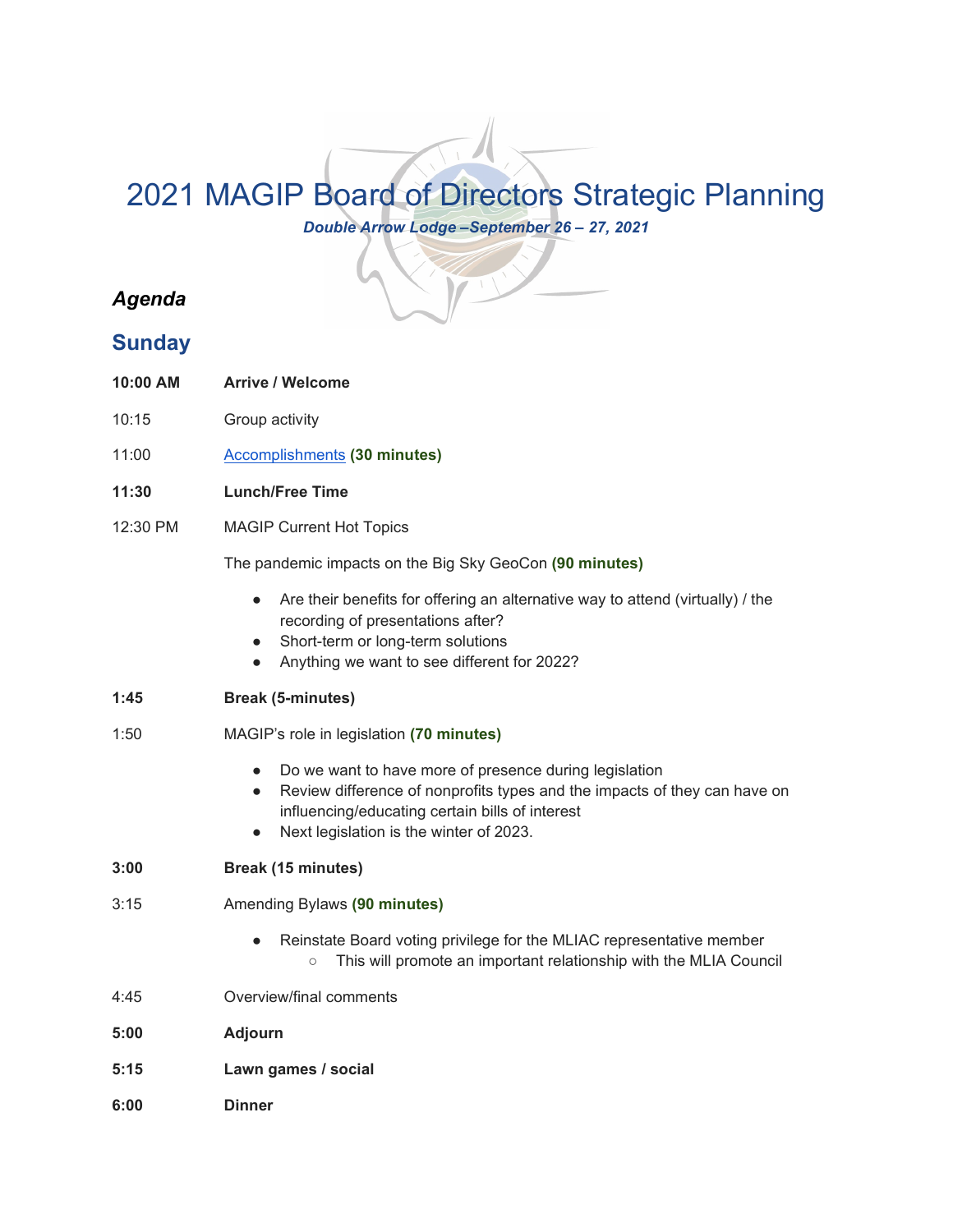# 2021 MAGIP Board of Directors Strategic Planning

***Double Arrow Lodge –September 26 – 27, 2021***

## *Agenda*

## Sunday

| | |
|---|---|
| **10:00 AM** | **Arrive / Welcome** |
| 10:15 | Group activity |
| 11:00 | Accomplishments **(30 minutes)** |
| **11:30** | **Lunch/Free Time** |
| 12:30 PM | MAGIP Current Hot Topics |

The pandemic impacts on the Big Sky GeoCon **(90 minutes)**

- Are their benefits for offering an alternative way to attend (virtually) / the recording of presentations after?
- Short-term or long-term solutions
- Anything we want to see different for 2022?

| | |
|---|---|
| **1:45** | **Break (5-minutes)** |
| 1:50 | MAGIP's role in legislation **(70 minutes)** |

- Do we want to have more of presence during legislation
- Review difference of nonprofits types and the impacts of they can have on influencing/educating certain bills of interest
- Next legislation is the winter of 2023.

| | |
|---|---|
| **3:00** | **Break (15 minutes)** |
| 3:15 | Amending Bylaws **(90 minutes)** |

- Reinstate Board voting privilege for the MLIAC representative member
  - This will promote an important relationship with the MLIA Council

| | |
|---|---|
| 4:45 | Overview/final comments |
| **5:00** | **Adjourn** |
| **5:15** | **Lawn games / social** |
| **6:00** | **Dinner** |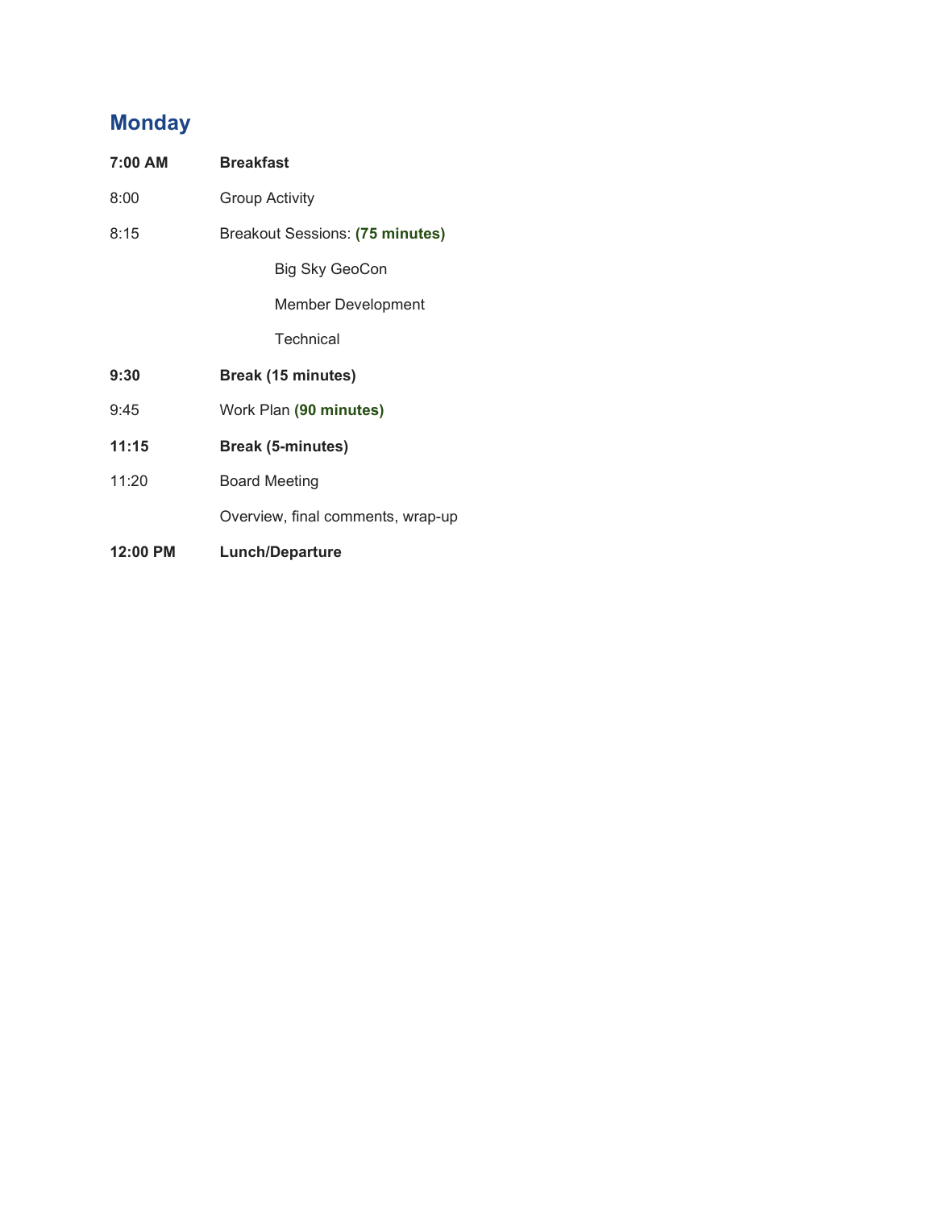## Monday

| | |
|---|---|
| **7:00 AM** | **Breakfast** |
| 8:00 | Group Activity |
| 8:15 | Breakout Sessions: **(75 minutes)** |
| | Big Sky GeoCon |
| | Member Development |
| | Technical |
| **9:30** | **Break (15 minutes)** |
| 9:45 | Work Plan **(90 minutes)** |
| **11:15** | **Break (5-minutes)** |
| 11:20 | Board Meeting |
| | Overview, final comments, wrap-up |
| **12:00 PM** | **Lunch/Departure** |